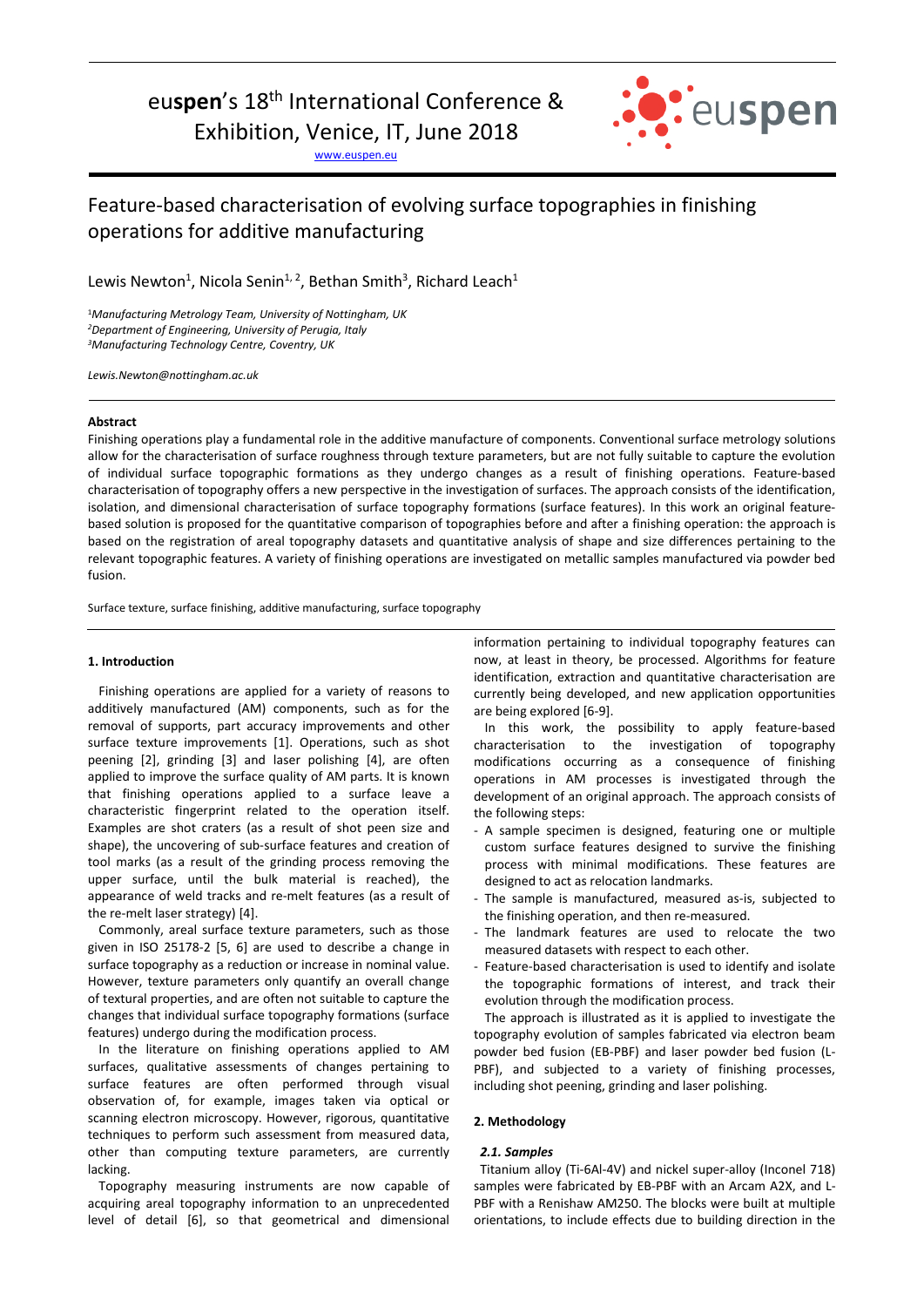euspen's 18th International Conference & Exhibition, Venice, IT, June 2018

www.euspen.eu

# Feature-based characterisation of evolving surface topographies in finishing operations for additive manufacturing

Lewis Newton[1], Nicola Senin[1, 2], Bethan Smith[3], Richard Leach[1]

[1]*Manufacturing Metrology Team, University of Nottingham, UK*
[2]*Department of Engineering, University of Perugia, Italy*
[3]*Manufacturing Technology Centre, Coventry, UK*

*Lewis.Newton@nottingham.ac.uk*

**Abstract**

Finishing operations play a fundamental role in the additive manufacture of components. Conventional surface metrology solutions allow for the characterisation of surface roughness through texture parameters, but are not fully suitable to capture the evolution of individual surface topographic formations as they undergo changes as a result of finishing operations. Feature-based characterisation of topography offers a new perspective in the investigation of surfaces. The approach consists of the identification, isolation, and dimensional characterisation of surface topography formations (surface features). In this work an original feature-based solution is proposed for the quantitative comparison of topographies before and after a finishing operation: the approach is based on the registration of areal topography datasets and quantitative analysis of shape and size differences pertaining to the relevant topographic features. A variety of finishing operations are investigated on metallic samples manufactured via powder bed fusion.

Surface texture, surface finishing, additive manufacturing, surface topography

## 1. Introduction

Finishing operations are applied for a variety of reasons to additively manufactured (AM) components, such as for the removal of supports, part accuracy improvements and other surface texture improvements [1]. Operations, such as shot peening [2], grinding [3] and laser polishing [4], are often applied to improve the surface quality of AM parts. It is known that finishing operations applied to a surface leave a characteristic fingerprint related to the operation itself. Examples are shot craters (as a result of shot peen size and shape), the uncovering of sub-surface features and creation of tool marks (as a result of the grinding process removing the upper surface, until the bulk material is reached), the appearance of weld tracks and re-melt features (as a result of the re-melt laser strategy) [4].

Commonly, areal surface texture parameters, such as those given in ISO 25178-2 [5, 6] are used to describe a change in surface topography as a reduction or increase in nominal value. However, texture parameters only quantify an overall change of textural properties, and are often not suitable to capture the changes that individual surface topography formations (surface features) undergo during the modification process.

In the literature on finishing operations applied to AM surfaces, qualitative assessments of changes pertaining to surface features are often performed through visual observation of, for example, images taken via optical or scanning electron microscopy. However, rigorous, quantitative techniques to perform such assessment from measured data, other than computing texture parameters, are currently lacking.

Topography measuring instruments are now capable of acquiring areal topography information to an unprecedented level of detail [6], so that geometrical and dimensional information pertaining to individual topography features can now, at least in theory, be processed. Algorithms for feature identification, extraction and quantitative characterisation are currently being developed, and new application opportunities are being explored [6-9].

In this work, the possibility to apply feature-based characterisation to the investigation of topography modifications occurring as a consequence of finishing operations in AM processes is investigated through the development of an original approach. The approach consists of the following steps:

- A sample specimen is designed, featuring one or multiple custom surface features designed to survive the finishing process with minimal modifications. These features are designed to act as relocation landmarks.
- The sample is manufactured, measured as-is, subjected to the finishing operation, and then re-measured.
- The landmark features are used to relocate the two measured datasets with respect to each other.
- Feature-based characterisation is used to identify and isolate the topographic formations of interest, and track their evolution through the modification process.

The approach is illustrated as it is applied to investigate the topography evolution of samples fabricated via electron beam powder bed fusion (EB-PBF) and laser powder bed fusion (L-PBF), and subjected to a variety of finishing processes, including shot peening, grinding and laser polishing.

## 2. Methodology

### *2.1. Samples*

Titanium alloy (Ti-6Al-4V) and nickel super-alloy (Inconel 718) samples were fabricated by EB-PBF with an Arcam A2X, and L-PBF with a Renishaw AM250. The blocks were built at multiple orientations, to include effects due to building direction in the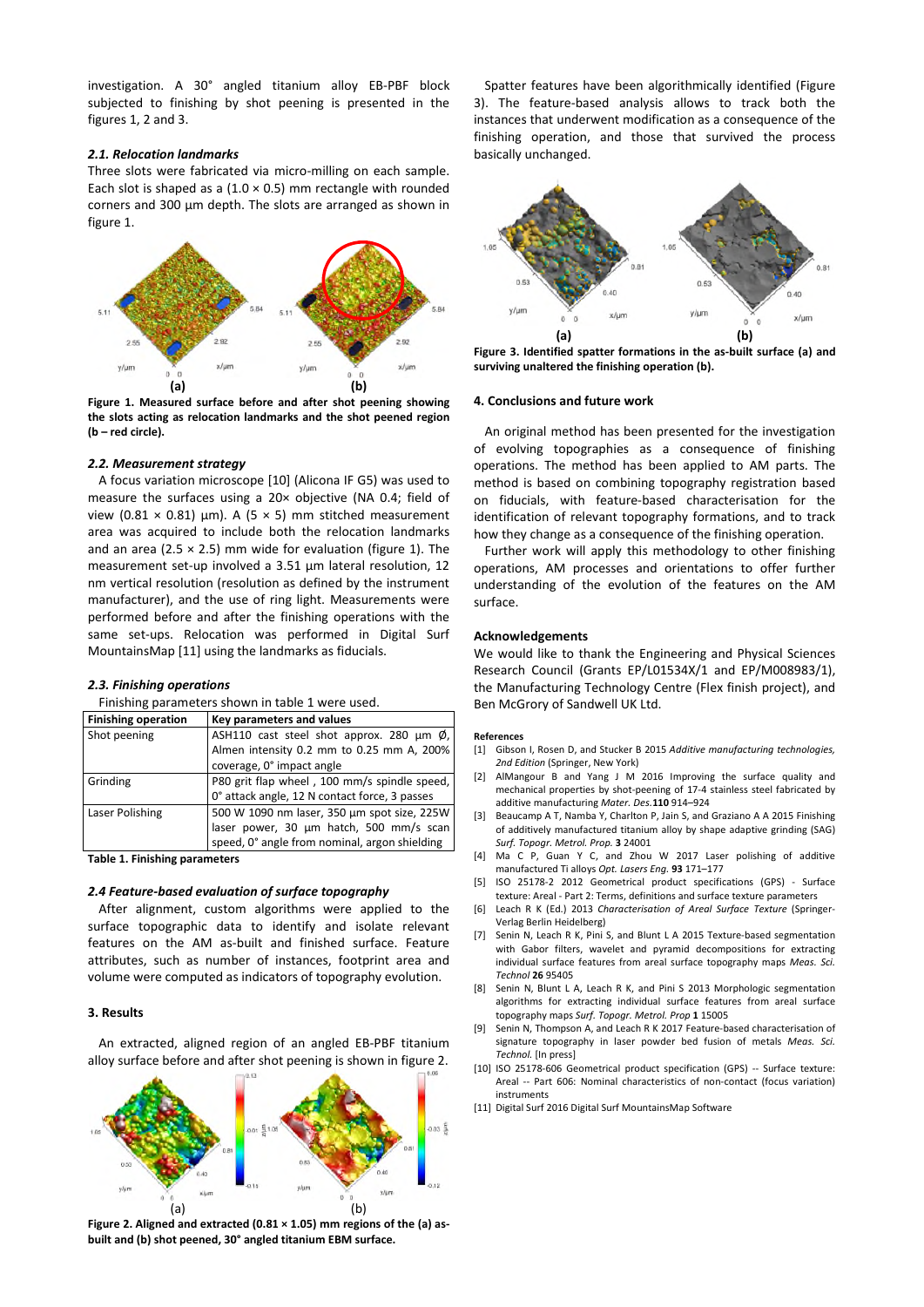investigation. A 30° angled titanium alloy EB-PBF block subjected to finishing by shot peening is presented in the figures 1, 2 and 3.

### 2.1. Relocation landmarks

Three slots were fabricated via micro-milling on each sample. Each slot is shaped as a (1.0 × 0.5) mm rectangle with rounded corners and 300 µm depth. The slots are arranged as shown in figure 1.

**Figure 1. Measured surface before and after shot peening showing the slots acting as relocation landmarks and the shot peened region (b – red circle).**

### 2.2. Measurement strategy

A focus variation microscope [10] (Alicona IF G5) was used to measure the surfaces using a 20× objective (NA 0.4; field of view (0.81 × 0.81) µm). A (5 × 5) mm stitched measurement area was acquired to include both the relocation landmarks and an area (2.5 × 2.5) mm wide for evaluation (figure 1). The measurement set-up involved a 3.51 µm lateral resolution, 12 nm vertical resolution (resolution as defined by the instrument manufacturer), and the use of ring light. Measurements were performed before and after the finishing operations with the same set-ups. Relocation was performed in Digital Surf MountainsMap [11] using the landmarks as fiducials.

### 2.3. Finishing operations

Finishing parameters shown in table 1 were used.

| Finishing operation | Key parameters and values |
|---|---|
| Shot peening | ASH110 cast steel shot approx. 280 µm Ø, Almen intensity 0.2 mm to 0.25 mm A, 200% coverage, 0° impact angle |
| Grinding | P80 grit flap wheel , 100 mm/s spindle speed, 0° attack angle, 12 N contact force, 3 passes |
| Laser Polishing | 500 W 1090 nm laser, 350 µm spot size, 225W laser power, 30 µm hatch, 500 mm/s scan speed, 0° angle from nominal, argon shielding |

**Table 1. Finishing parameters**

### 2.4 Feature-based evaluation of surface topography

After alignment, custom algorithms were applied to the surface topographic data to identify and isolate relevant features on the AM as-built and finished surface. Feature attributes, such as number of instances, footprint area and volume were computed as indicators of topography evolution.

## 3. Results

An extracted, aligned region of an angled EB-PBF titanium alloy surface before and after shot peening is shown in figure 2.

**Figure 2. Aligned and extracted (0.81 × 1.05) mm regions of the (a) as-built and (b) shot peened, 30° angled titanium EBM surface.**

Spatter features have been algorithmically identified (Figure 3). The feature-based analysis allows to track both the instances that underwent modification as a consequence of the finishing operation, and those that survived the process basically unchanged.

**Figure 3. Identified spatter formations in the as-built surface (a) and surviving unaltered the finishing operation (b).**

## 4. Conclusions and future work

An original method has been presented for the investigation of evolving topographies as a consequence of finishing operations. The method has been applied to AM parts. The method is based on combining topography registration based on fiducials, with feature-based characterisation for the identification of relevant topography formations, and to track how they change as a consequence of the finishing operation.

Further work will apply this methodology to other finishing operations, AM processes and orientations to offer further understanding of the evolution of the features on the AM surface.

## Acknowledgements

We would like to thank the Engineering and Physical Sciences Research Council (Grants EP/L01534X/1 and EP/M008983/1), the Manufacturing Technology Centre (Flex finish project), and Ben McGrory of Sandwell UK Ltd.

## References

[1] Gibson I, Rosen D, and Stucker B 2015 *Additive manufacturing technologies, 2nd Edition* (Springer, New York)

[2] AlMangour B and Yang J M 2016 Improving the surface quality and mechanical properties by shot-peening of 17-4 stainless steel fabricated by additive manufacturing *Mater. Des.* **110** 914–924

[3] Beaucamp A T, Namba Y, Charlton P, Jain S, and Graziano A A 2015 Finishing of additively manufactured titanium alloy by shape adaptive grinding (SAG) *Surf. Topogr. Metrol. Prop.* **3** 24001

[4] Ma C P, Guan Y C, and Zhou W 2017 Laser polishing of additive manufactured Ti alloys *Opt. Lasers Eng.* **93** 171–177

[5] ISO 25178-2 2012 Geometrical product specifications (GPS) - Surface texture: Areal - Part 2: Terms, definitions and surface texture parameters

[6] Leach R K (Ed.) 2013 *Characterisation of Areal Surface Texture* (Springer-Verlag Berlin Heidelberg)

[7] Senin N, Leach R K, Pini S, and Blunt L A 2015 Texture-based segmentation with Gabor filters, wavelet and pyramid decompositions for extracting individual surface features from areal surface topography maps *Meas. Sci. Technol* **26** 95405

[8] Senin N, Blunt L A, Leach R K, and Pini S 2013 Morphologic segmentation algorithms for extracting individual surface features from areal surface topography maps *Surf. Topogr. Metrol. Prop* **1** 15005

[9] Senin N, Thompson A, and Leach R K 2017 Feature-based characterisation of signature topography in laser powder bed fusion of metals *Meas. Sci. Technol.* [In press]

[10] ISO 25178-606 Geometrical product specification (GPS) -- Surface texture: Areal -- Part 606: Nominal characteristics of non-contact (focus variation) instruments

[11] Digital Surf 2016 Digital Surf MountainsMap Software